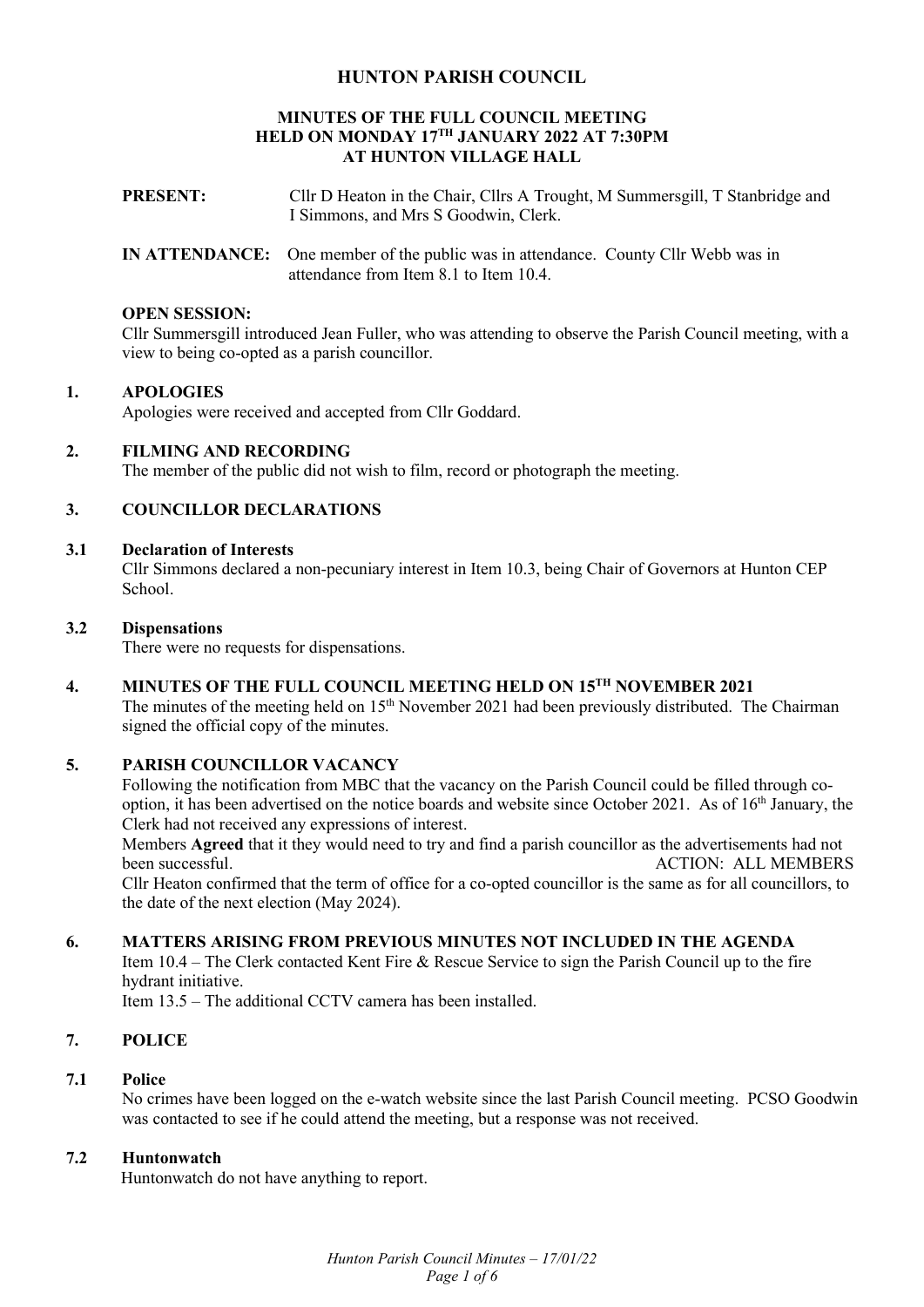# HUNTON PARISH COUNCIL

## MINUTES OF THE FULL COUNCIL MEETING HELD ON MONDAY 17TH JANUARY 2022 AT 7:30PM AT HUNTON VILLAGE HALL

**PRESENT:** Cllr D Heaton in the Chair, Cllrs A Trought, M Summersgill, T Stanbridge and I Simmons, and Mrs S Goodwin, Clerk.

**IN ATTENDANCE:** One member of the public was in attendance. County Cllr Webb was in attendance from Item 8.1 to Item 10.4.

**OPEN SESSION:**
Cllr Summersgill introduced Jean Fuller, who was attending to observe the Parish Council meeting, with a view to being co-opted as a parish councillor.

### 1. APOLOGIES

Apologies were received and accepted from Cllr Goddard.

### 2. FILMING AND RECORDING

The member of the public did not wish to film, record or photograph the meeting.

### 3. COUNCILLOR DECLARATIONS

#### 3.1 Declaration of Interests

Cllr Simmons declared a non-pecuniary interest in Item 10.3, being Chair of Governors at Hunton CEP School.

#### 3.2 Dispensations

There were no requests for dispensations.

### 4. MINUTES OF THE FULL COUNCIL MEETING HELD ON 15TH NOVEMBER 2021

The minutes of the meeting held on 15th November 2021 had been previously distributed. The Chairman signed the official copy of the minutes.

### 5. PARISH COUNCILLOR VACANCY

Following the notification from MBC that the vacancy on the Parish Council could be filled through co-option, it has been advertised on the notice boards and website since October 2021. As of 16th January, the Clerk had not received any expressions of interest.

Members **Agreed** that it they would need to try and find a parish councillor as the advertisements had not been successful. ACTION: ALL MEMBERS

Cllr Heaton confirmed that the term of office for a co-opted councillor is the same as for all councillors, to the date of the next election (May 2024).

### 6. MATTERS ARISING FROM PREVIOUS MINUTES NOT INCLUDED IN THE AGENDA

Item 10.4 – The Clerk contacted Kent Fire & Rescue Service to sign the Parish Council up to the fire hydrant initiative.

Item 13.5 – The additional CCTV camera has been installed.

### 7. POLICE

#### 7.1 Police

No crimes have been logged on the e-watch website since the last Parish Council meeting. PCSO Goodwin was contacted to see if he could attend the meeting, but a response was not received.

#### 7.2 Huntonwatch

Huntonwatch do not have anything to report.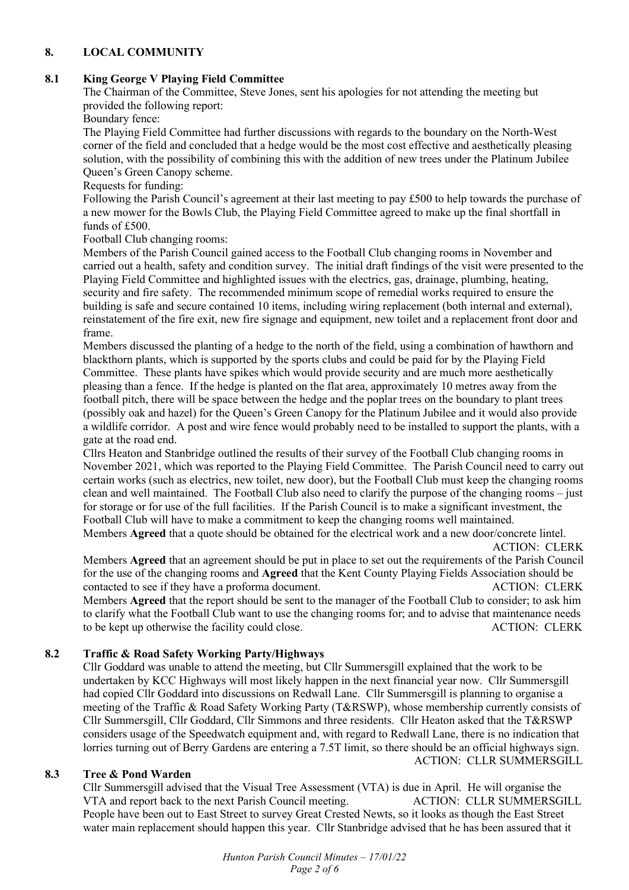## 8. LOCAL COMMUNITY

### 8.1 King George V Playing Field Committee

The Chairman of the Committee, Steve Jones, sent his apologies for not attending the meeting but provided the following report:

Boundary fence:

The Playing Field Committee had further discussions with regards to the boundary on the North-West corner of the field and concluded that a hedge would be the most cost effective and aesthetically pleasing solution, with the possibility of combining this with the addition of new trees under the Platinum Jubilee Queen's Green Canopy scheme.

Requests for funding:

Following the Parish Council's agreement at their last meeting to pay £500 to help towards the purchase of a new mower for the Bowls Club, the Playing Field Committee agreed to make up the final shortfall in funds of £500.

Football Club changing rooms:

Members of the Parish Council gained access to the Football Club changing rooms in November and carried out a health, safety and condition survey. The initial draft findings of the visit were presented to the Playing Field Committee and highlighted issues with the electrics, gas, drainage, plumbing, heating, security and fire safety. The recommended minimum scope of remedial works required to ensure the building is safe and secure contained 10 items, including wiring replacement (both internal and external), reinstatement of the fire exit, new fire signage and equipment, new toilet and a replacement front door and frame.

Members discussed the planting of a hedge to the north of the field, using a combination of hawthorn and blackthorn plants, which is supported by the sports clubs and could be paid for by the Playing Field Committee. These plants have spikes which would provide security and are much more aesthetically pleasing than a fence. If the hedge is planted on the flat area, approximately 10 metres away from the football pitch, there will be space between the hedge and the poplar trees on the boundary to plant trees (possibly oak and hazel) for the Queen's Green Canopy for the Platinum Jubilee and it would also provide a wildlife corridor. A post and wire fence would probably need to be installed to support the plants, with a gate at the road end.

Cllrs Heaton and Stanbridge outlined the results of their survey of the Football Club changing rooms in November 2021, which was reported to the Playing Field Committee. The Parish Council need to carry out certain works (such as electrics, new toilet, new door), but the Football Club must keep the changing rooms clean and well maintained. The Football Club also need to clarify the purpose of the changing rooms – just for storage or for use of the full facilities. If the Parish Council is to make a significant investment, the Football Club will have to make a commitment to keep the changing rooms well maintained.

Members **Agreed** that a quote should be obtained for the electrical work and a new door/concrete lintel.

ACTION: CLERK

Members **Agreed** that an agreement should be put in place to set out the requirements of the Parish Council for the use of the changing rooms and **Agreed** that the Kent County Playing Fields Association should be contacted to see if they have a proforma document. ACTION: CLERK

Members **Agreed** that the report should be sent to the manager of the Football Club to consider; to ask him to clarify what the Football Club want to use the changing rooms for; and to advise that maintenance needs to be kept up otherwise the facility could close. ACTION: CLERK

### 8.2 Traffic & Road Safety Working Party/Highways

Cllr Goddard was unable to attend the meeting, but Cllr Summersgill explained that the work to be undertaken by KCC Highways will most likely happen in the next financial year now. Cllr Summersgill had copied Cllr Goddard into discussions on Redwall Lane. Cllr Summersgill is planning to organise a meeting of the Traffic & Road Safety Working Party (T&RSWP), whose membership currently consists of Cllr Summersgill, Cllr Goddard, Cllr Simmons and three residents. Cllr Heaton asked that the T&RSWP considers usage of the Speedwatch equipment and, with regard to Redwall Lane, there is no indication that lorries turning out of Berry Gardens are entering a 7.5T limit, so there should be an official highways sign.

ACTION: CLLR SUMMERSGILL

### 8.3 Tree & Pond Warden

Cllr Summersgill advised that the Visual Tree Assessment (VTA) is due in April. He will organise the VTA and report back to the next Parish Council meeting. ACTION: CLLR SUMMERSGILL

People have been out to East Street to survey Great Crested Newts, so it looks as though the East Street water main replacement should happen this year. Cllr Stanbridge advised that he has been assured that it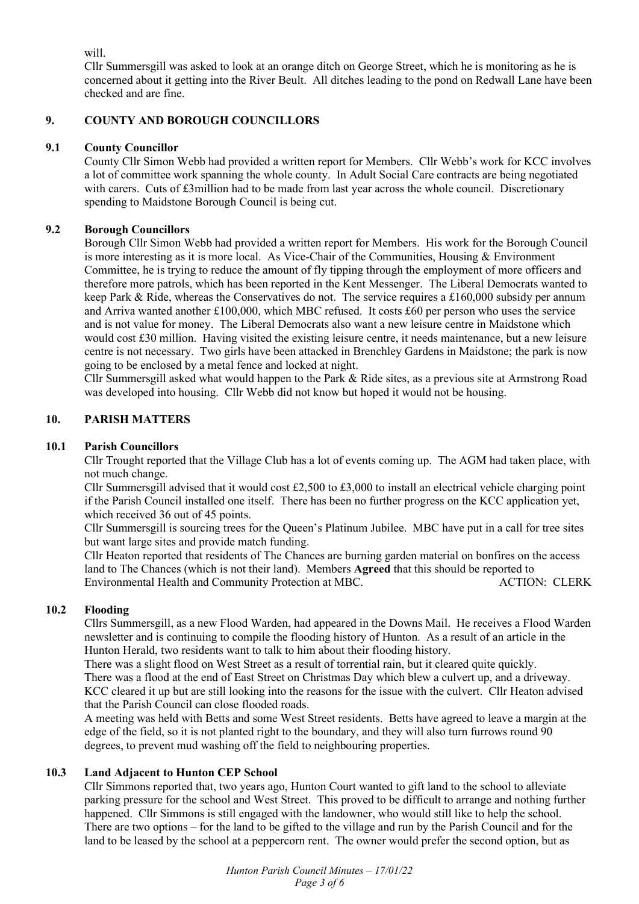will.

Cllr Summersgill was asked to look at an orange ditch on George Street, which he is monitoring as he is concerned about it getting into the River Beult. All ditches leading to the pond on Redwall Lane have been checked and are fine.

## 9. COUNTY AND BOROUGH COUNCILLORS

### 9.1 County Councillor

County Cllr Simon Webb had provided a written report for Members. Cllr Webb's work for KCC involves a lot of committee work spanning the whole county. In Adult Social Care contracts are being negotiated with carers. Cuts of £3million had to be made from last year across the whole council. Discretionary spending to Maidstone Borough Council is being cut.

### 9.2 Borough Councillors

Borough Cllr Simon Webb had provided a written report for Members. His work for the Borough Council is more interesting as it is more local. As Vice-Chair of the Communities, Housing & Environment Committee, he is trying to reduce the amount of fly tipping through the employment of more officers and therefore more patrols, which has been reported in the Kent Messenger. The Liberal Democrats wanted to keep Park & Ride, whereas the Conservatives do not. The service requires a £160,000 subsidy per annum and Arriva wanted another £100,000, which MBC refused. It costs £60 per person who uses the service and is not value for money. The Liberal Democrats also want a new leisure centre in Maidstone which would cost £30 million. Having visited the existing leisure centre, it needs maintenance, but a new leisure centre is not necessary. Two girls have been attacked in Brenchley Gardens in Maidstone; the park is now going to be enclosed by a metal fence and locked at night.

Cllr Summersgill asked what would happen to the Park & Ride sites, as a previous site at Armstrong Road was developed into housing. Cllr Webb did not know but hoped it would not be housing.

## 10. PARISH MATTERS

### 10.1 Parish Councillors

Cllr Trought reported that the Village Club has a lot of events coming up. The AGM had taken place, with not much change.

Cllr Summersgill advised that it would cost £2,500 to £3,000 to install an electrical vehicle charging point if the Parish Council installed one itself. There has been no further progress on the KCC application yet, which received 36 out of 45 points.

Cllr Summersgill is sourcing trees for the Queen's Platinum Jubilee. MBC have put in a call for tree sites but want large sites and provide match funding.

Cllr Heaton reported that residents of The Chances are burning garden material on bonfires on the access land to The Chances (which is not their land). Members **Agreed** that this should be reported to Environmental Health and Community Protection at MBC. ACTION: CLERK

### 10.2 Flooding

Cllrs Summersgill, as a new Flood Warden, had appeared in the Downs Mail. He receives a Flood Warden newsletter and is continuing to compile the flooding history of Hunton. As a result of an article in the Hunton Herald, two residents want to talk to him about their flooding history.

There was a slight flood on West Street as a result of torrential rain, but it cleared quite quickly.

There was a flood at the end of East Street on Christmas Day which blew a culvert up, and a driveway. KCC cleared it up but are still looking into the reasons for the issue with the culvert. Cllr Heaton advised that the Parish Council can close flooded roads.

A meeting was held with Betts and some West Street residents. Betts have agreed to leave a margin at the edge of the field, so it is not planted right to the boundary, and they will also turn furrows round 90 degrees, to prevent mud washing off the field to neighbouring properties.

### 10.3 Land Adjacent to Hunton CEP School

Cllr Simmons reported that, two years ago, Hunton Court wanted to gift land to the school to alleviate parking pressure for the school and West Street. This proved to be difficult to arrange and nothing further happened. Cllr Simmons is still engaged with the landowner, who would still like to help the school. There are two options – for the land to be gifted to the village and run by the Parish Council and for the land to be leased by the school at a peppercorn rent. The owner would prefer the second option, but as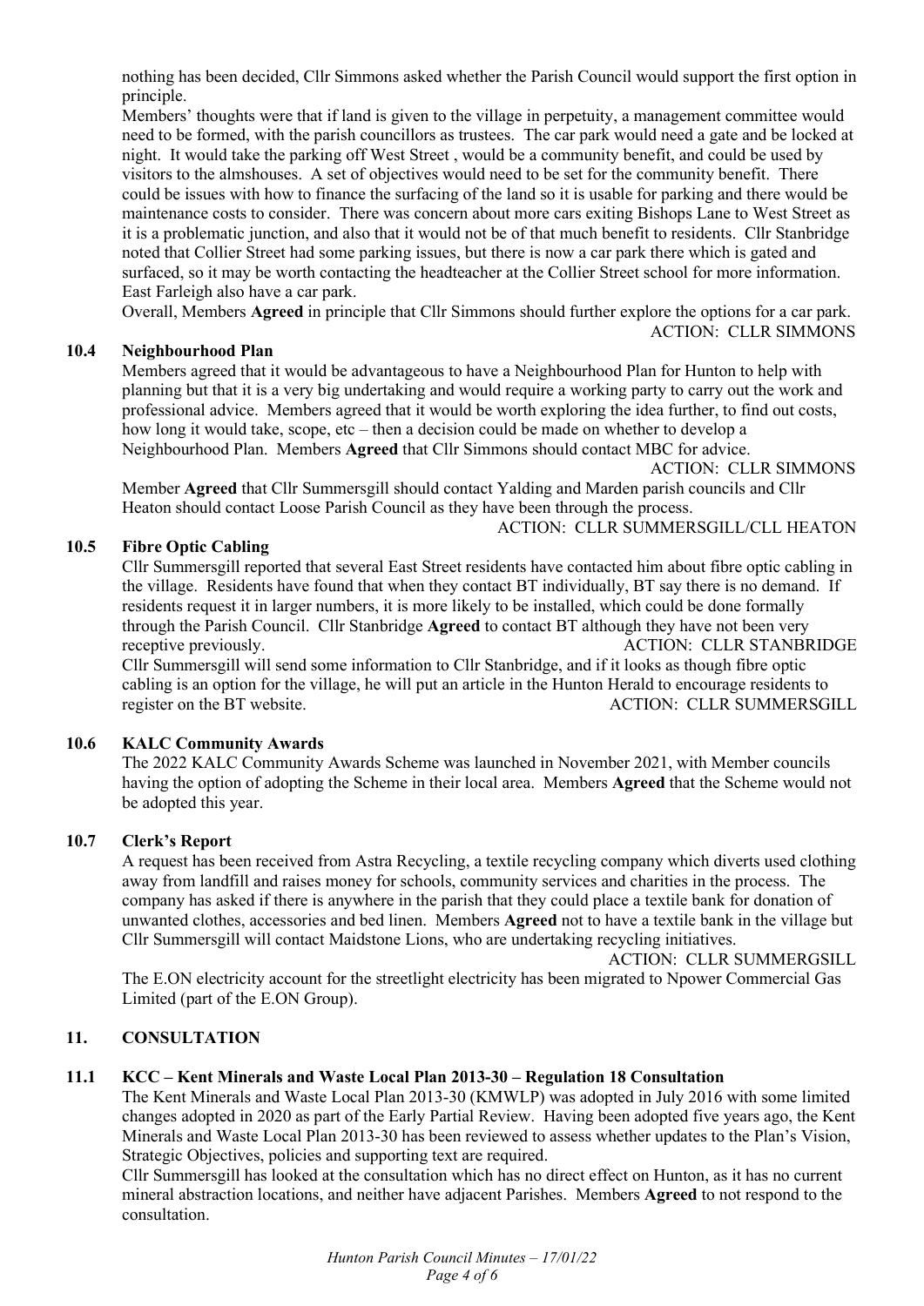nothing has been decided, Cllr Simmons asked whether the Parish Council would support the first option in principle.

Members' thoughts were that if land is given to the village in perpetuity, a management committee would need to be formed, with the parish councillors as trustees. The car park would need a gate and be locked at night. It would take the parking off West Street , would be a community benefit, and could be used by visitors to the almshouses. A set of objectives would need to be set for the community benefit. There could be issues with how to finance the surfacing of the land so it is usable for parking and there would be maintenance costs to consider. There was concern about more cars exiting Bishops Lane to West Street as it is a problematic junction, and also that it would not be of that much benefit to residents. Cllr Stanbridge noted that Collier Street had some parking issues, but there is now a car park there which is gated and surfaced, so it may be worth contacting the headteacher at the Collier Street school for more information. East Farleigh also have a car park.

Overall, Members **Agreed** in principle that Cllr Simmons should further explore the options for a car park.

ACTION: CLLR SIMMONS

**10.4 Neighbourhood Plan**

Members agreed that it would be advantageous to have a Neighbourhood Plan for Hunton to help with planning but that it is a very big undertaking and would require a working party to carry out the work and professional advice. Members agreed that it would be worth exploring the idea further, to find out costs, how long it would take, scope, etc – then a decision could be made on whether to develop a Neighbourhood Plan. Members **Agreed** that Cllr Simmons should contact MBC for advice.

ACTION: CLLR SIMMONS

Member **Agreed** that Cllr Summersgill should contact Yalding and Marden parish councils and Cllr Heaton should contact Loose Parish Council as they have been through the process.

ACTION: CLLR SUMMERSGILL/CLL HEATON

**10.5 Fibre Optic Cabling**

Cllr Summersgill reported that several East Street residents have contacted him about fibre optic cabling in the village. Residents have found that when they contact BT individually, BT say there is no demand. If residents request it in larger numbers, it is more likely to be installed, which could be done formally through the Parish Council. Cllr Stanbridge **Agreed** to contact BT although they have not been very receptive previously.

ACTION: CLLR STANBRIDGE

Cllr Summersgill will send some information to Cllr Stanbridge, and if it looks as though fibre optic cabling is an option for the village, he will put an article in the Hunton Herald to encourage residents to register on the BT website.

ACTION: CLLR SUMMERSGILL

**10.6 KALC Community Awards**

The 2022 KALC Community Awards Scheme was launched in November 2021, with Member councils having the option of adopting the Scheme in their local area. Members **Agreed** that the Scheme would not be adopted this year.

**10.7 Clerk's Report**

A request has been received from Astra Recycling, a textile recycling company which diverts used clothing away from landfill and raises money for schools, community services and charities in the process. The company has asked if there is anywhere in the parish that they could place a textile bank for donation of unwanted clothes, accessories and bed linen. Members **Agreed** not to have a textile bank in the village but Cllr Summersgill will contact Maidstone Lions, who are undertaking recycling initiatives.

ACTION: CLLR SUMMERGSILL

The E.ON electricity account for the streetlight electricity has been migrated to Npower Commercial Gas Limited (part of the E.ON Group).

**11. CONSULTATION**

**11.1 KCC – Kent Minerals and Waste Local Plan 2013-30 – Regulation 18 Consultation**

The Kent Minerals and Waste Local Plan 2013-30 (KMWLP) was adopted in July 2016 with some limited changes adopted in 2020 as part of the Early Partial Review. Having been adopted five years ago, the Kent Minerals and Waste Local Plan 2013-30 has been reviewed to assess whether updates to the Plan's Vision, Strategic Objectives, policies and supporting text are required.

Cllr Summersgill has looked at the consultation which has no direct effect on Hunton, as it has no current mineral abstraction locations, and neither have adjacent Parishes. Members **Agreed** to not respond to the consultation.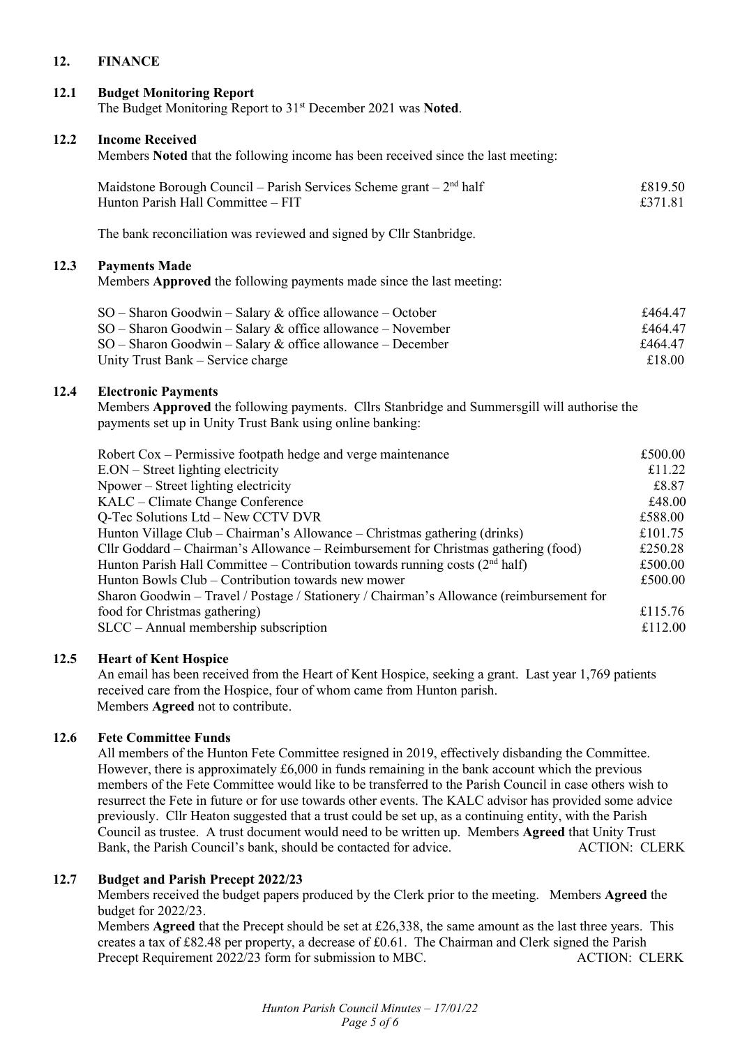## 12. FINANCE

### 12.1 Budget Monitoring Report

The Budget Monitoring Report to 31st December 2021 was **Noted**.

### 12.2 Income Received

Members **Noted** that the following income has been received since the last meeting:

| | |
|---|---|
| Maidstone Borough Council – Parish Services Scheme grant – 2nd half | £819.50 |
| Hunton Parish Hall Committee – FIT | £371.81 |

The bank reconciliation was reviewed and signed by Cllr Stanbridge.

### 12.3 Payments Made

Members **Approved** the following payments made since the last meeting:

| | |
|---|---|
| SO – Sharon Goodwin – Salary & office allowance – October | £464.47 |
| SO – Sharon Goodwin – Salary & office allowance – November | £464.47 |
| SO – Sharon Goodwin – Salary & office allowance – December | £464.47 |
| Unity Trust Bank – Service charge | £18.00 |

### 12.4 Electronic Payments

Members **Approved** the following payments. Cllrs Stanbridge and Summersgill will authorise the payments set up in Unity Trust Bank using online banking:

| | |
|---|---|
| Robert Cox – Permissive footpath hedge and verge maintenance | £500.00 |
| E.ON – Street lighting electricity | £11.22 |
| Npower – Street lighting electricity | £8.87 |
| KALC – Climate Change Conference | £48.00 |
| Q-Tec Solutions Ltd – New CCTV DVR | £588.00 |
| Hunton Village Club – Chairman's Allowance – Christmas gathering (drinks) | £101.75 |
| Cllr Goddard – Chairman's Allowance – Reimbursement for Christmas gathering (food) | £250.28 |
| Hunton Parish Hall Committee – Contribution towards running costs (2nd half) | £500.00 |
| Hunton Bowls Club – Contribution towards new mower | £500.00 |
| Sharon Goodwin – Travel / Postage / Stationery / Chairman's Allowance (reimbursement for food for Christmas gathering) | £115.76 |
| SLCC – Annual membership subscription | £112.00 |

### 12.5 Heart of Kent Hospice

An email has been received from the Heart of Kent Hospice, seeking a grant. Last year 1,769 patients received care from the Hospice, four of whom came from Hunton parish. Members **Agreed** not to contribute.

### 12.6 Fete Committee Funds

All members of the Hunton Fete Committee resigned in 2019, effectively disbanding the Committee. However, there is approximately £6,000 in funds remaining in the bank account which the previous members of the Fete Committee would like to be transferred to the Parish Council in case others wish to resurrect the Fete in future or for use towards other events. The KALC advisor has provided some advice previously. Cllr Heaton suggested that a trust could be set up, as a continuing entity, with the Parish Council as trustee. A trust document would need to be written up. Members **Agreed** that Unity Trust Bank, the Parish Council's bank, should be contacted for advice. ACTION: CLERK

### 12.7 Budget and Parish Precept 2022/23

Members received the budget papers produced by the Clerk prior to the meeting. Members **Agreed** the budget for 2022/23.

Members **Agreed** that the Precept should be set at £26,338, the same amount as the last three years. This creates a tax of £82.48 per property, a decrease of £0.61. The Chairman and Clerk signed the Parish Precept Requirement 2022/23 form for submission to MBC. ACTION: CLERK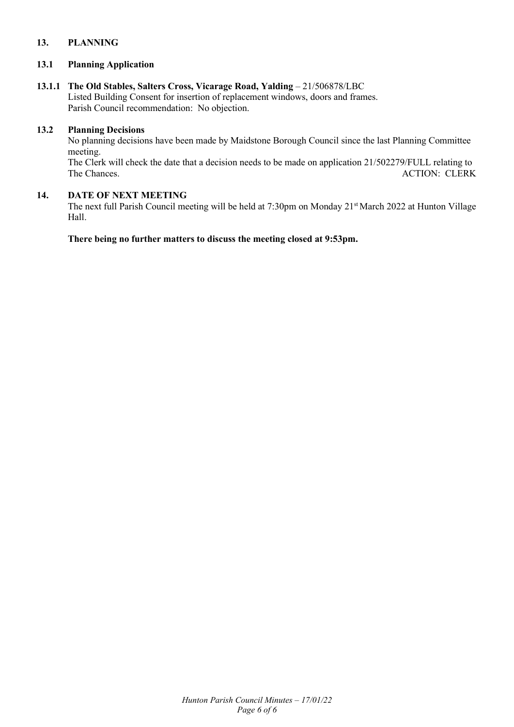## 13. PLANNING

### 13.1 Planning Application

**13.1.1 The Old Stables, Salters Cross, Vicarage Road, Yalding** – 21/506878/LBC
Listed Building Consent for insertion of replacement windows, doors and frames.
Parish Council recommendation: No objection.

### 13.2 Planning Decisions

No planning decisions have been made by Maidstone Borough Council since the last Planning Committee meeting.
The Clerk will check the date that a decision needs to be made on application 21/502279/FULL relating to The Chances. ACTION: CLERK

## 14. DATE OF NEXT MEETING

The next full Parish Council meeting will be held at 7:30pm on Monday 21st March 2022 at Hunton Village Hall.

**There being no further matters to discuss the meeting closed at 9:53pm.**